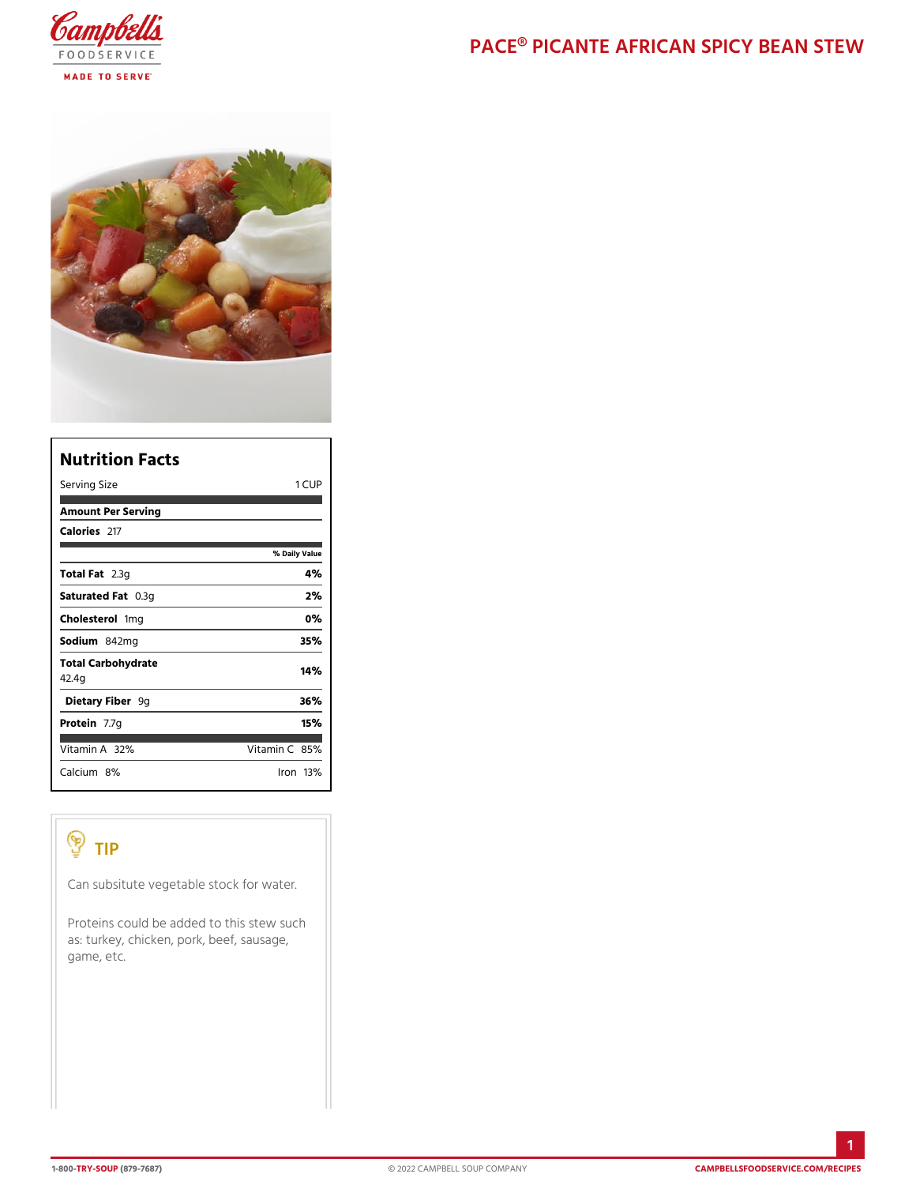# PACE® PICANTE AFRICAN SPICY BEAN STEW

## Nutrition Facts

| Nutrition Facts | |
|---|---|
| Serving Size | 1 CUP |
| **Amount Per Serving** | |
| **Calories** 217 | |
| | % Daily Value |
| **Total Fat** 2.3g | 4% |
| **Saturated Fat** 0.3g | 2% |
| **Cholesterol** 1mg | 0% |
| **Sodium** 842mg | 35% |
| **Total Carbohydrate** 42.4g | 14% |
| **Dietary Fiber** 9g | 36% |
| **Protein** 7.7g | 15% |
| Vitamin A 32% | Vitamin C 85% |
| Calcium 8% | Iron 13% |

## TIP

Can subsitute vegetable stock for water.

Proteins could be added to this stew such as: turkey, chicken, pork, beef, sausage, game, etc.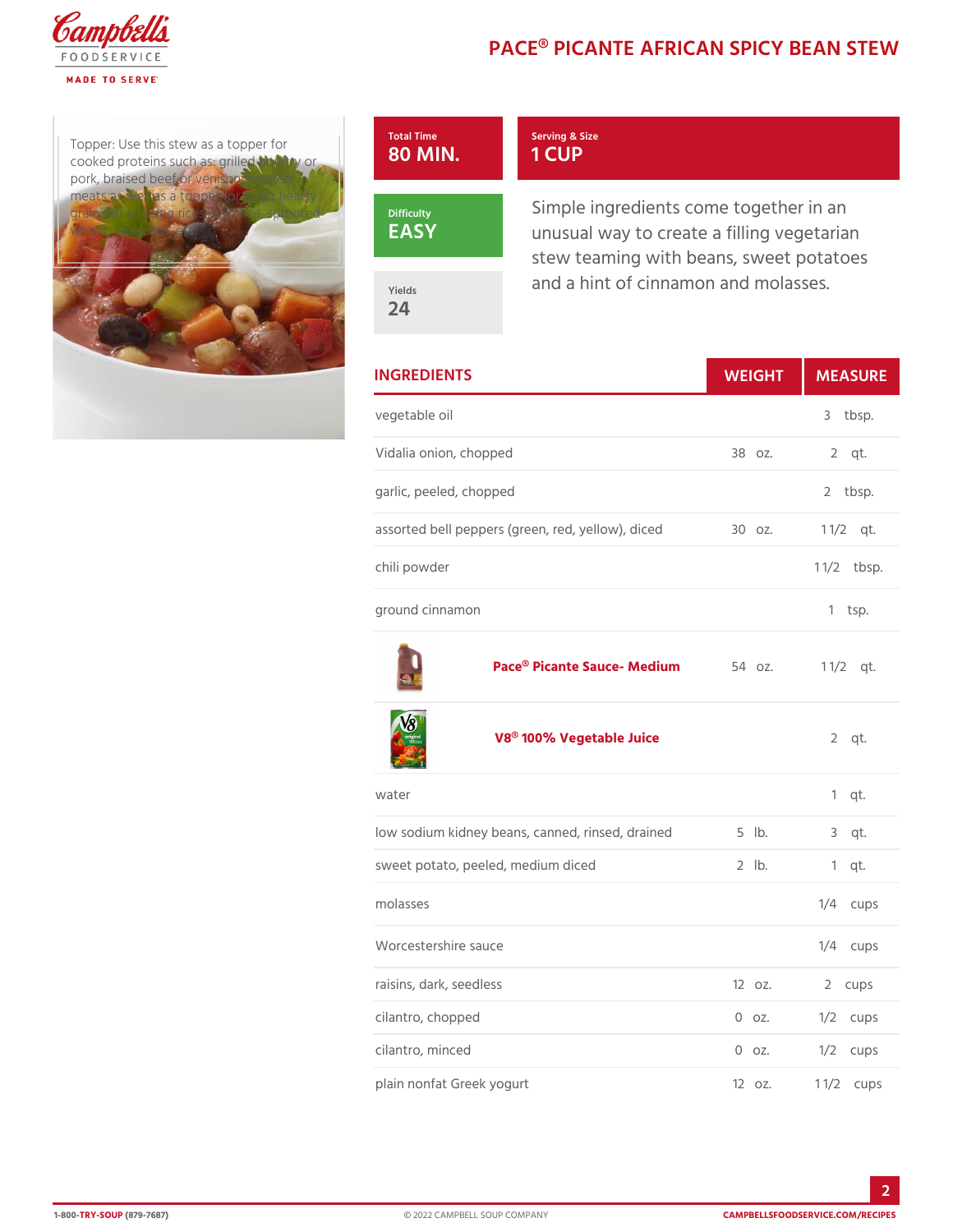# PACE® PICANTE AFRICAN SPICY BEAN STEW

Topper: Use this stew as a topper for cooked proteins such as: grilled poultry or pork, braised beef or venison, roasted meats as well as a topper for other hearty grain dishes using rice, bulgur, sprouted wheat, and more.

**Total Time**
80 MIN.

**Serving & Size**
1 CUP

**Difficulty**
EASY

**Yields**
24

Simple ingredients come together in an unusual way to create a filling vegetarian stew teaming with beans, sweet potatoes and a hint of cinnamon and molasses.

| INGREDIENTS | WEIGHT | MEASURE |
| --- | --- | --- |
| vegetable oil | | 3 tbsp. |
| Vidalia onion, chopped | 38 oz. | 2 qt. |
| garlic, peeled, chopped | | 2 tbsp. |
| assorted bell peppers (green, red, yellow), diced | 30 oz. | 1 1/2 qt. |
| chili powder | | 1 1/2 tbsp. |
| ground cinnamon | | 1 tsp. |
| **Pace® Picante Sauce- Medium** | 54 oz. | 1 1/2 qt. |
| **V8® 100% Vegetable Juice** | | 2 qt. |
| water | | 1 qt. |
| low sodium kidney beans, canned, rinsed, drained | 5 lb. | 3 qt. |
| sweet potato, peeled, medium diced | 2 lb. | 1 qt. |
| molasses | | 1/4 cups |
| Worcestershire sauce | | 1/4 cups |
| raisins, dark, seedless | 12 oz. | 2 cups |
| cilantro, chopped | 0 oz. | 1/2 cups |
| cilantro, minced | 0 oz. | 1/2 cups |
| plain nonfat Greek yogurt | 12 oz. | 1 1/2 cups |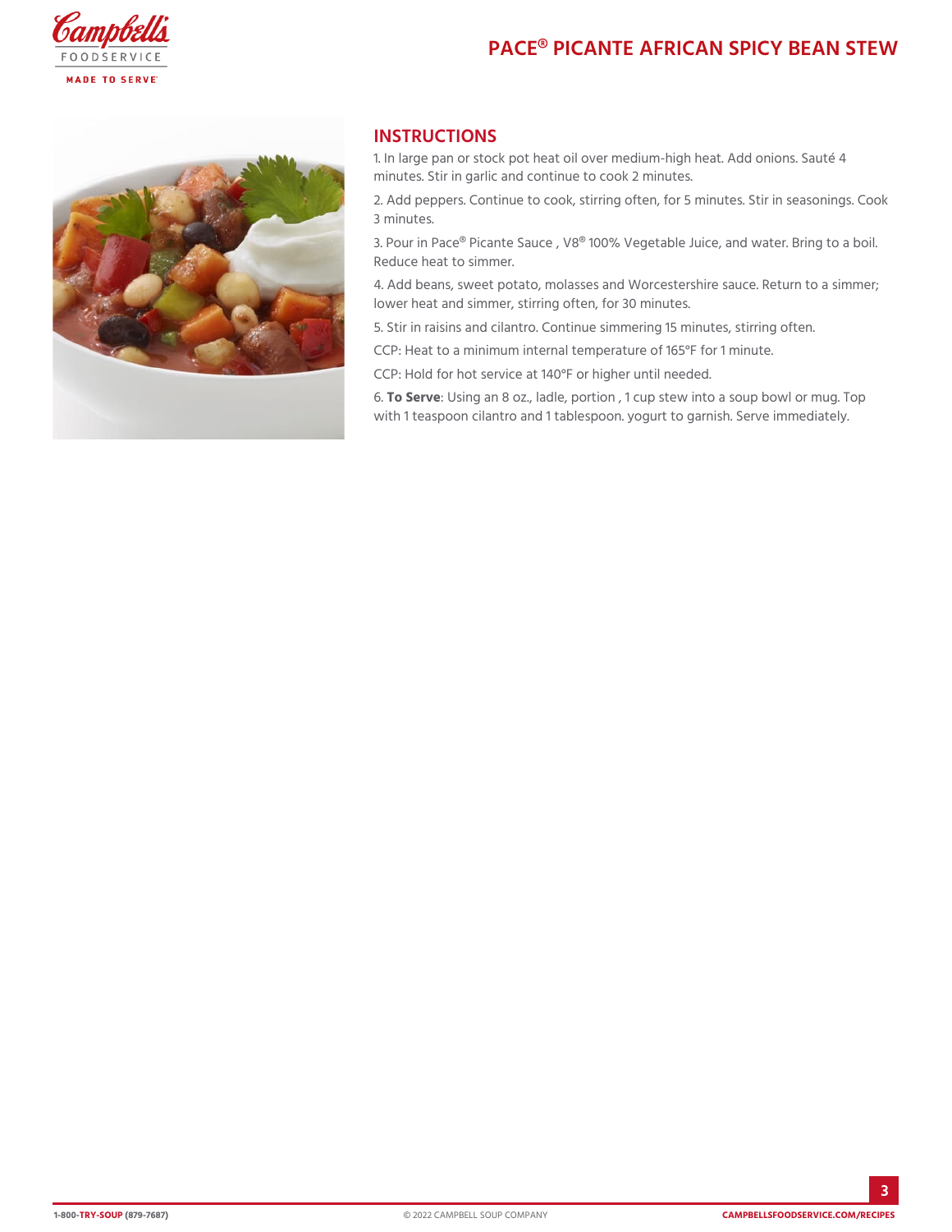## INSTRUCTIONS

1. In large pan or stock pot heat oil over medium-high heat. Add onions. Sauté 4 minutes. Stir in garlic and continue to cook 2 minutes.

2. Add peppers. Continue to cook, stirring often, for 5 minutes. Stir in seasonings. Cook 3 minutes.

3. Pour in Pace® Picante Sauce , V8® 100% Vegetable Juice, and water. Bring to a boil. Reduce heat to simmer.

4. Add beans, sweet potato, molasses and Worcestershire sauce. Return to a simmer; lower heat and simmer, stirring often, for 30 minutes.

5. Stir in raisins and cilantro. Continue simmering 15 minutes, stirring often.

CCP: Heat to a minimum internal temperature of 165°F for 1 minute.

CCP: Hold for hot service at 140°F or higher until needed.

6. **To Serve**: Using an 8 oz., ladle, portion , 1 cup stew into a soup bowl or mug. Top with 1 teaspoon cilantro and 1 tablespoon. yogurt to garnish. Serve immediately.